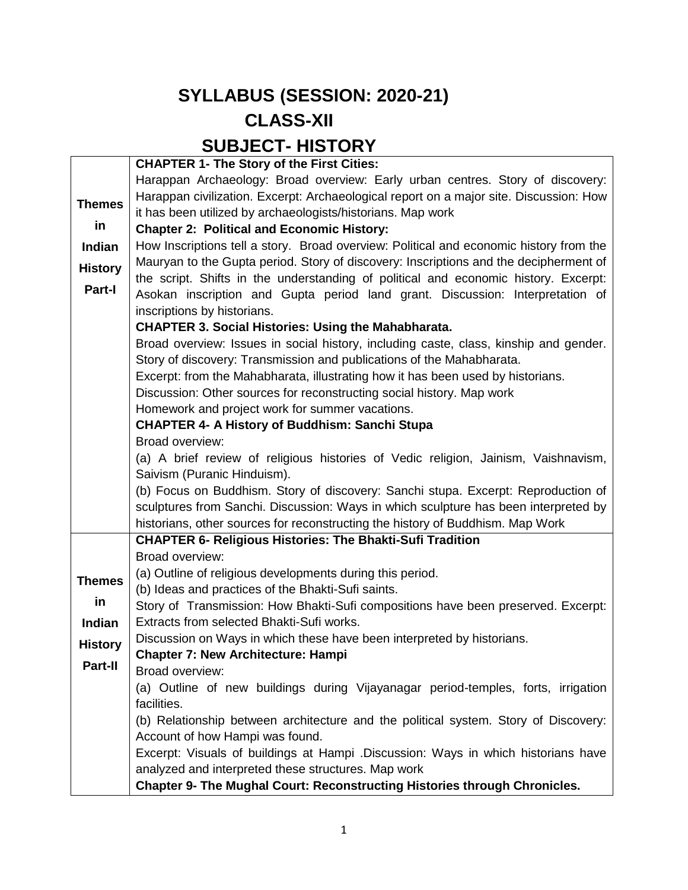# SYLLABUS (SESSION: 2020-21)
## CLASS-XII
## SUBJECT- HISTORY

| | |
|---|---|
| **Themes in Indian History Part-I** | **CHAPTER 1- The Story of the First Cities:**<br>Harappan Archaeology: Broad overview: Early urban centres. Story of discovery: Harappan civilization. Excerpt: Archaeological report on a major site. Discussion: How it has been utilized by archaeologists/historians. Map work<br>**Chapter 2: Political and Economic History:**<br>How Inscriptions tell a story. Broad overview: Political and economic history from the Mauryan to the Gupta period. Story of discovery: Inscriptions and the decipherment of the script. Shifts in the understanding of political and economic history. Excerpt: Asokan inscription and Gupta period land grant. Discussion: Interpretation of inscriptions by historians.<br>**CHAPTER 3. Social Histories: Using the Mahabharata.**<br>Broad overview: Issues in social history, including caste, class, kinship and gender. Story of discovery: Transmission and publications of the Mahabharata.<br>Excerpt: from the Mahabharata, illustrating how it has been used by historians.<br>Discussion: Other sources for reconstructing social history. Map work<br>Homework and project work for summer vacations.<br>**CHAPTER 4- A History of Buddhism: Sanchi Stupa**<br>Broad overview:<br>(a) A brief review of religious histories of Vedic religion, Jainism, Vaishnavism, Saivism (Puranic Hinduism).<br>(b) Focus on Buddhism. Story of discovery: Sanchi stupa. Excerpt: Reproduction of sculptures from Sanchi. Discussion: Ways in which sculpture has been interpreted by historians, other sources for reconstructing the history of Buddhism. Map Work |
| **Themes in Indian History Part-II** | **CHAPTER 6- Religious Histories: The Bhakti-Sufi Tradition**<br>Broad overview:<br>(a) Outline of religious developments during this period.<br>(b) Ideas and practices of the Bhakti-Sufi saints.<br>Story of Transmission: How Bhakti-Sufi compositions have been preserved. Excerpt: Extracts from selected Bhakti-Sufi works.<br>Discussion on Ways in which these have been interpreted by historians.<br>**Chapter 7: New Architecture: Hampi**<br>Broad overview:<br>(a) Outline of new buildings during Vijayanagar period-temples, forts, irrigation facilities.<br>(b) Relationship between architecture and the political system. Story of Discovery: Account of how Hampi was found.<br>Excerpt: Visuals of buildings at Hampi .Discussion: Ways in which historians have analyzed and interpreted these structures. Map work<br>**Chapter 9- The Mughal Court: Reconstructing Histories through Chronicles.** |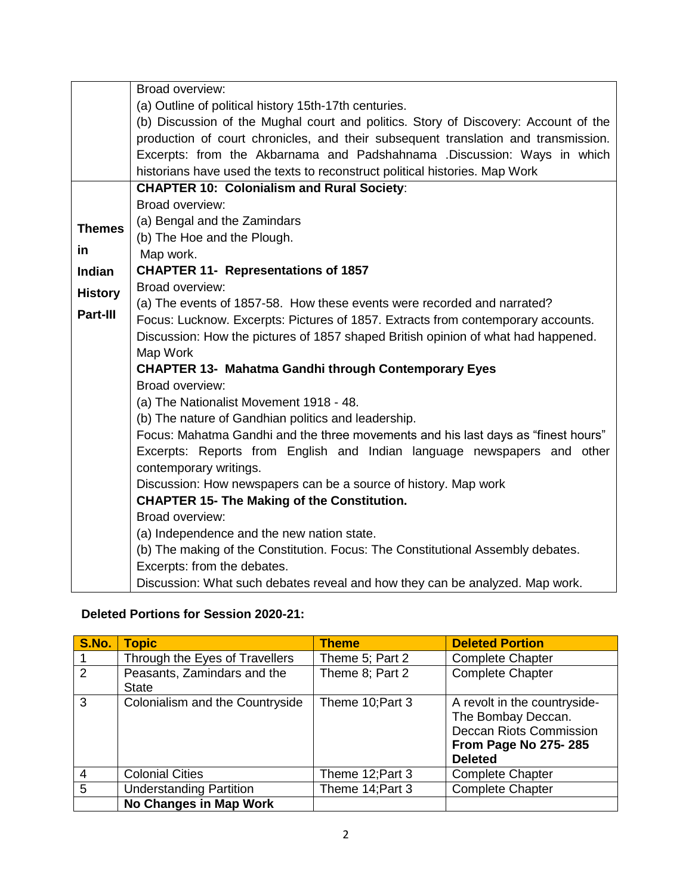| | |
|---|---|
| | Broad overview:<br>(a) Outline of political history 15th-17th centuries.<br>(b) Discussion of the Mughal court and politics. Story of Discovery: Account of the production of court chronicles, and their subsequent translation and transmission. Excerpts: from the Akbarnama and Padshahnama .Discussion: Ways in which historians have used the texts to reconstruct political histories. Map Work |
| **Themes in Indian History Part-III** | **CHAPTER 10: Colonialism and Rural Society**:<br>Broad overview:<br>(a) Bengal and the Zamindars<br>(b) The Hoe and the Plough.<br>Map work.<br>**CHAPTER 11- Representations of 1857**<br>Broad overview:<br>(a) The events of 1857-58. How these events were recorded and narrated?<br>Focus: Lucknow. Excerpts: Pictures of 1857. Extracts from contemporary accounts.<br>Discussion: How the pictures of 1857 shaped British opinion of what had happened.<br>Map Work<br>**CHAPTER 13- Mahatma Gandhi through Contemporary Eyes**<br>Broad overview:<br>(a) The Nationalist Movement 1918 - 48.<br>(b) The nature of Gandhian politics and leadership.<br>Focus: Mahatma Gandhi and the three movements and his last days as "finest hours"<br>Excerpts: Reports from English and Indian language newspapers and other contemporary writings.<br>Discussion: How newspapers can be a source of history. Map work<br>**CHAPTER 15- The Making of the Constitution.**<br>Broad overview:<br>(a) Independence and the new nation state.<br>(b) The making of the Constitution. Focus: The Constitutional Assembly debates.<br>Excerpts: from the debates.<br>Discussion: What such debates reveal and how they can be analyzed. Map work. |

**Deleted Portions for Session 2020-21:**

| S.No. | Topic | Theme | Deleted Portion |
|---|---|---|---|
| 1 | Through the Eyes of Travellers | Theme 5; Part 2 | Complete Chapter |
| 2 | Peasants, Zamindars and the State | Theme 8; Part 2 | Complete Chapter |
| 3 | Colonialism and the Countryside | Theme 10;Part 3 | A revolt in the countryside-The Bombay Deccan. Deccan Riots Commission **From Page No 275- 285 Deleted** |
| 4 | Colonial Cities | Theme 12;Part 3 | Complete Chapter |
| 5 | Understanding Partition | Theme 14;Part 3 | Complete Chapter |
| | **No Changes in Map Work** | | |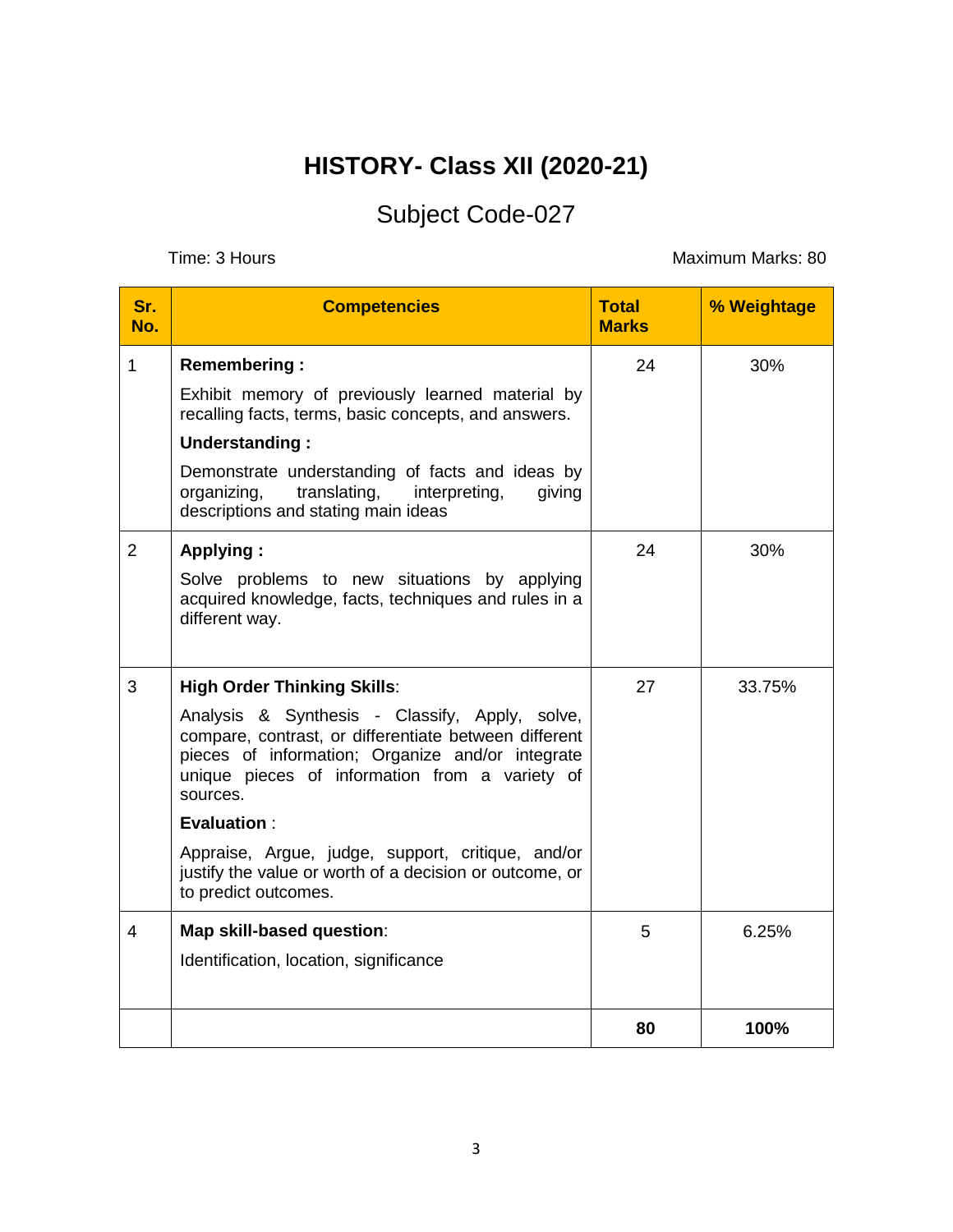# HISTORY- Class XII (2020-21)

## Subject Code-027

Time: 3 Hours Maximum Marks: 80

| Sr. No. | Competencies | Total Marks | % Weightage |
|---|---|---|---|
| 1 | **Remembering :** Exhibit memory of previously learned material by recalling facts, terms, basic concepts, and answers. **Understanding :** Demonstrate understanding of facts and ideas by organizing, translating, interpreting, giving descriptions and stating main ideas | 24 | 30% |
| 2 | **Applying :** Solve problems to new situations by applying acquired knowledge, facts, techniques and rules in a different way. | 24 | 30% |
| 3 | **High Order Thinking Skills**: Analysis & Synthesis - Classify, Apply, solve, compare, contrast, or differentiate between different pieces of information; Organize and/or integrate unique pieces of information from a variety of sources. **Evaluation** : Appraise, Argue, judge, support, critique, and/or justify the value or worth of a decision or outcome, or to predict outcomes. | 27 | 33.75% |
| 4 | **Map skill-based question**: Identification, location, significance | 5 | 6.25% |
| | | **80** | **100%** |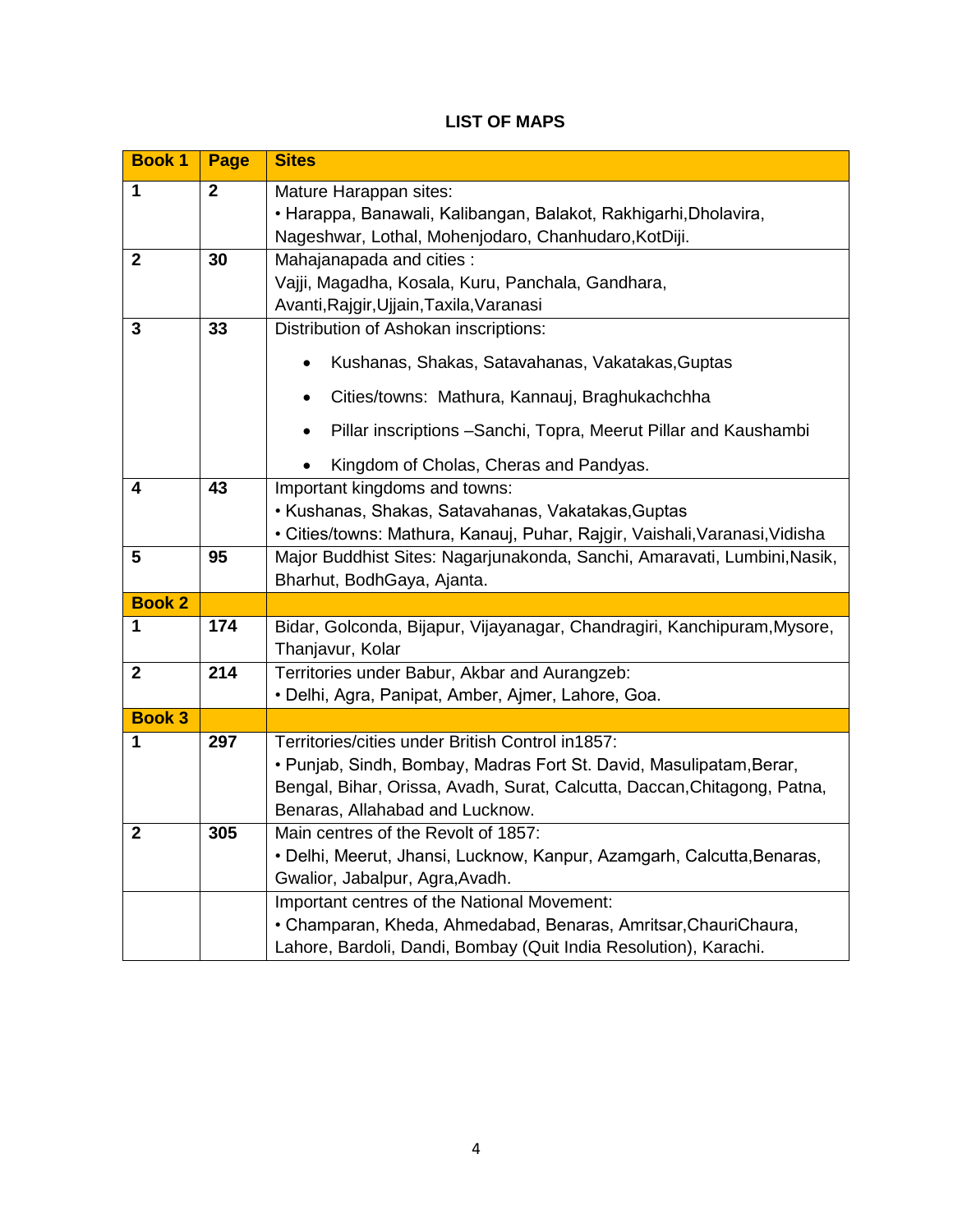## LIST OF MAPS

| Book 1 | Page | Sites |
|---|---|---|
| 1 | 2 | Mature Harappan sites:<br>• Harappa, Banawali, Kalibangan, Balakot, Rakhigarhi,Dholavira, Nageshwar, Lothal, Mohenjodaro, Chanhudaro,KotDiji. |
| 2 | 30 | Mahajanapada and cities :<br>Vajji, Magadha, Kosala, Kuru, Panchala, Gandhara, Avanti,Rajgir,Ujjain,Taxila,Varanasi |
| 3 | 33 | Distribution of Ashokan inscriptions:<br>• Kushanas, Shakas, Satavahanas, Vakatakas,Guptas<br>• Cities/towns: Mathura, Kannauj, Braghukachchha<br>• Pillar inscriptions –Sanchi, Topra, Meerut Pillar and Kaushambi<br>• Kingdom of Cholas, Cheras and Pandyas. |
| 4 | 43 | Important kingdoms and towns:<br>• Kushanas, Shakas, Satavahanas, Vakatakas,Guptas<br>• Cities/towns: Mathura, Kanauj, Puhar, Rajgir, Vaishali,Varanasi,Vidisha |
| 5 | 95 | Major Buddhist Sites: Nagarjunakonda, Sanchi, Amaravati, Lumbini,Nasik, Bharhut, BodhGaya, Ajanta. |
| **Book 2** | | |
| 1 | 174 | Bidar, Golconda, Bijapur, Vijayanagar, Chandragiri, Kanchipuram,Mysore, Thanjavur, Kolar |
| 2 | 214 | Territories under Babur, Akbar and Aurangzeb:<br>• Delhi, Agra, Panipat, Amber, Ajmer, Lahore, Goa. |
| **Book 3** | | |
| 1 | 297 | Territories/cities under British Control in1857:<br>• Punjab, Sindh, Bombay, Madras Fort St. David, Masulipatam,Berar, Bengal, Bihar, Orissa, Avadh, Surat, Calcutta, Daccan,Chitagong, Patna, Benaras, Allahabad and Lucknow. |
| 2 | 305 | Main centres of the Revolt of 1857:<br>• Delhi, Meerut, Jhansi, Lucknow, Kanpur, Azamgarh, Calcutta,Benaras, Gwalior, Jabalpur, Agra,Avadh. |
| | | Important centres of the National Movement:<br>• Champaran, Kheda, Ahmedabad, Benaras, Amritsar,ChauriChaura, Lahore, Bardoli, Dandi, Bombay (Quit India Resolution), Karachi. |